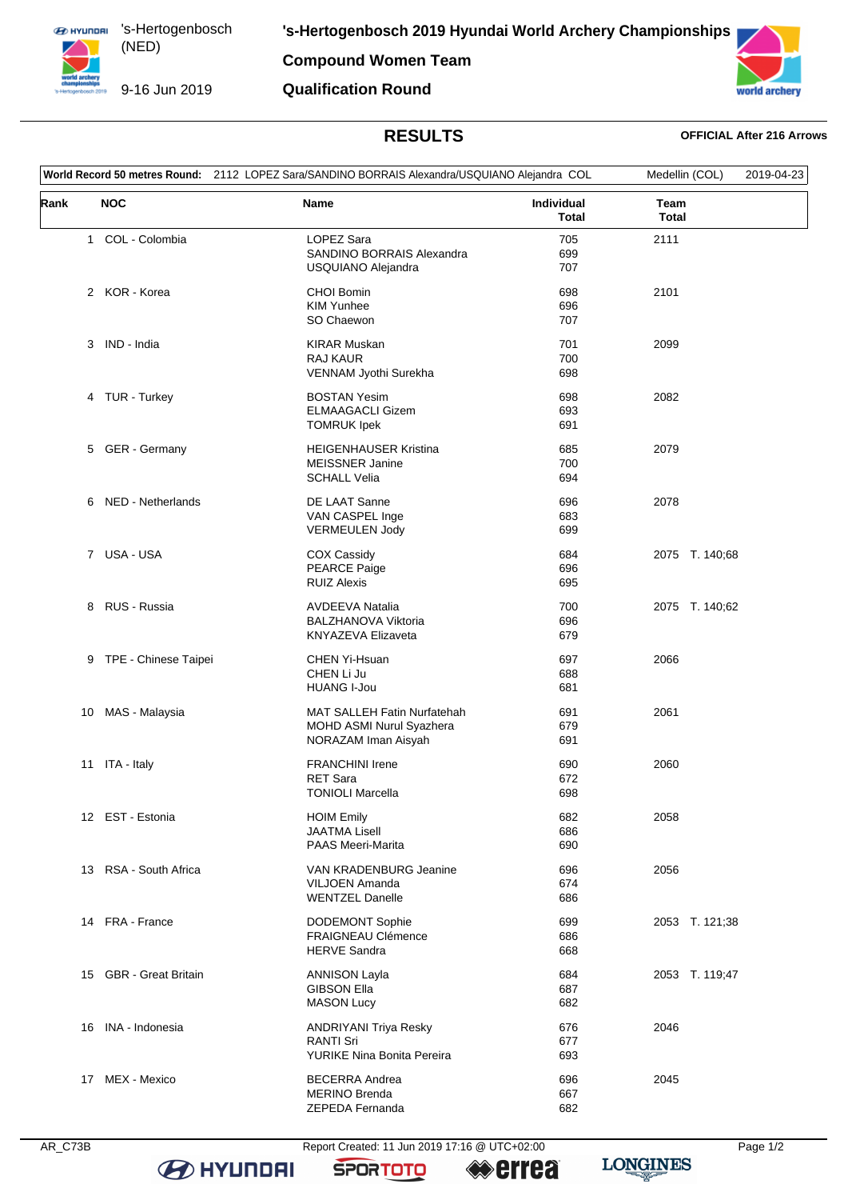's-Hertogenbosch (NED)

9-16 Jun 2019

# 's-Hertogenbosch 2019 Hyundai World Archery Championships

## Compound Women Team

## Qualification Round

### RESULTS

**OFFICIAL After 216 Arrows**

**World Record 50 metres Round:** 2112 LOPEZ Sara/SANDINO BORRAIS Alexandra/USQUIANO Alejandra COL — Medellin (COL) — 2019-04-23

| Rank | NOC | Name | Individual Total | Team Total |
|---|---|---|---|---|
| 1 | COL - Colombia | LOPEZ Sara | 705 | 2111 |
| | | SANDINO BORRAIS Alexandra | 699 | |
| | | USQUIANO Alejandra | 707 | |
| 2 | KOR - Korea | CHOI Bomin | 698 | 2101 |
| | | KIM Yunhee | 696 | |
| | | SO Chaewon | 707 | |
| 3 | IND - India | KIRAR Muskan | 701 | 2099 |
| | | RAJ KAUR | 700 | |
| | | VENNAM Jyothi Surekha | 698 | |
| 4 | TUR - Turkey | BOSTAN Yesim | 698 | 2082 |
| | | ELMAAGACLI Gizem | 693 | |
| | | TOMRUK Ipek | 691 | |
| 5 | GER - Germany | HEIGENHAUSER Kristina | 685 | 2079 |
| | | MEISSNER Janine | 700 | |
| | | SCHALL Velia | 694 | |
| 6 | NED - Netherlands | DE LAAT Sanne | 696 | 2078 |
| | | VAN CASPEL Inge | 683 | |
| | | VERMEULEN Jody | 699 | |
| 7 | USA - USA | COX Cassidy | 684 | 2075 T. 140;68 |
| | | PEARCE Paige | 696 | |
| | | RUIZ Alexis | 695 | |
| 8 | RUS - Russia | AVDEEVA Natalia | 700 | 2075 T. 140;62 |
| | | BALZHANOVA Viktoria | 696 | |
| | | KNYAZEVA Elizaveta | 679 | |
| 9 | TPE - Chinese Taipei | CHEN Yi-Hsuan | 697 | 2066 |
| | | CHEN Li Ju | 688 | |
| | | HUANG I-Jou | 681 | |
| 10 | MAS - Malaysia | MAT SALLEH Fatin Nurfatehah | 691 | 2061 |
| | | MOHD ASMI Nurul Syazhera | 679 | |
| | | NORAZAM Iman Aisyah | 691 | |
| 11 | ITA - Italy | FRANCHINI Irene | 690 | 2060 |
| | | RET Sara | 672 | |
| | | TONIOLI Marcella | 698 | |
| 12 | EST - Estonia | HOIM Emily | 682 | 2058 |
| | | JAATMA Lisell | 686 | |
| | | PAAS Meeri-Marita | 690 | |
| 13 | RSA - South Africa | VAN KRADENBURG Jeanine | 696 | 2056 |
| | | VILJOEN Amanda | 674 | |
| | | WENTZEL Danelle | 686 | |
| 14 | FRA - France | DODEMONT Sophie | 699 | 2053 T. 121;38 |
| | | FRAIGNEAU Clémence | 686 | |
| | | HERVE Sandra | 668 | |
| 15 | GBR - Great Britain | ANNISON Layla | 684 | 2053 T. 119;47 |
| | | GIBSON Ella | 687 | |
| | | MASON Lucy | 682 | |
| 16 | INA - Indonesia | ANDRIYANI Triya Resky | 676 | 2046 |
| | | RANTI Sri | 677 | |
| | | YURIKE Nina Bonita Pereira | 693 | |
| 17 | MEX - Mexico | BECERRA Andrea | 696 | 2045 |
| | | MERINO Brenda | 667 | |
| | | ZEPEDA Fernanda | 682 | |

AR_C73B — Report Created: 11 Jun 2019 17:16 @ UTC+02:00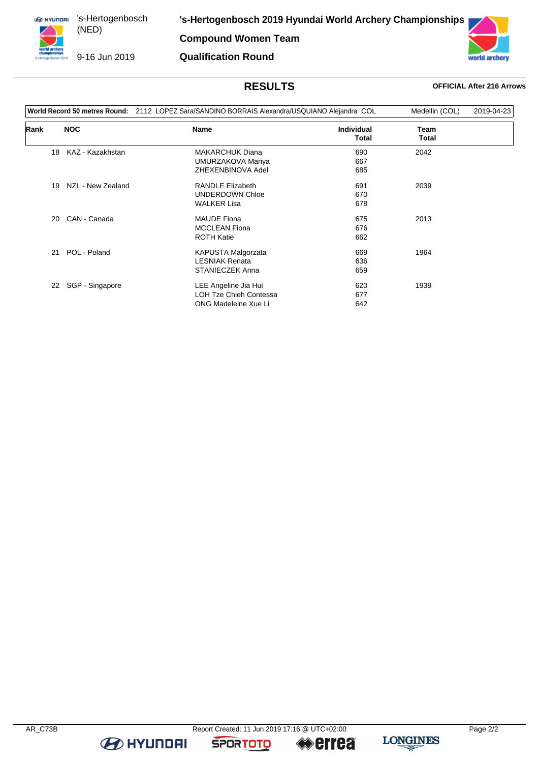# 's-Hertogenbosch 2019 Hyundai World Archery Championships

## Compound Women Team

## Qualification Round

's-Hertogenbosch (NED)

9-16 Jun 2019

### RESULTS

**OFFICIAL After 216 Arrows**

| **World Record 50 metres Round:** | 2112 LOPEZ Sara/SANDINO BORRAIS Alexandra/USQUIANO Alejandra COL | Medellin (COL) | 2019-04-23 |
|---|---|---|---|

| Rank | NOC | Name | Individual Total | Team Total |
|---|---|---|---|---|
| 18 | KAZ - Kazakhstan | MAKARCHUK Diana | 690 | 2042 |
| | | UMURZAKOVA Mariya | 667 | |
| | | ZHEXENBINOVA Adel | 685 | |
| 19 | NZL - New Zealand | RANDLE Elizabeth | 691 | 2039 |
| | | UNDERDOWN Chloe | 670 | |
| | | WALKER Lisa | 678 | |
| 20 | CAN - Canada | MAUDE Fiona | 675 | 2013 |
| | | MCCLEAN Fiona | 676 | |
| | | ROTH Katie | 662 | |
| 21 | POL - Poland | KAPUSTA Malgorzata | 669 | 1964 |
| | | LESNIAK Renata | 636 | |
| | | STANIECZEK Anna | 659 | |
| 22 | SGP - Singapore | LEE Angeline Jia Hui | 620 | 1939 |
| | | LOH Tze Chieh Contessa | 677 | |
| | | ONG Madeleine Xue Li | 642 | |

AR_C73B Report Created: 11 Jun 2019 17:16 @ UTC+02:00